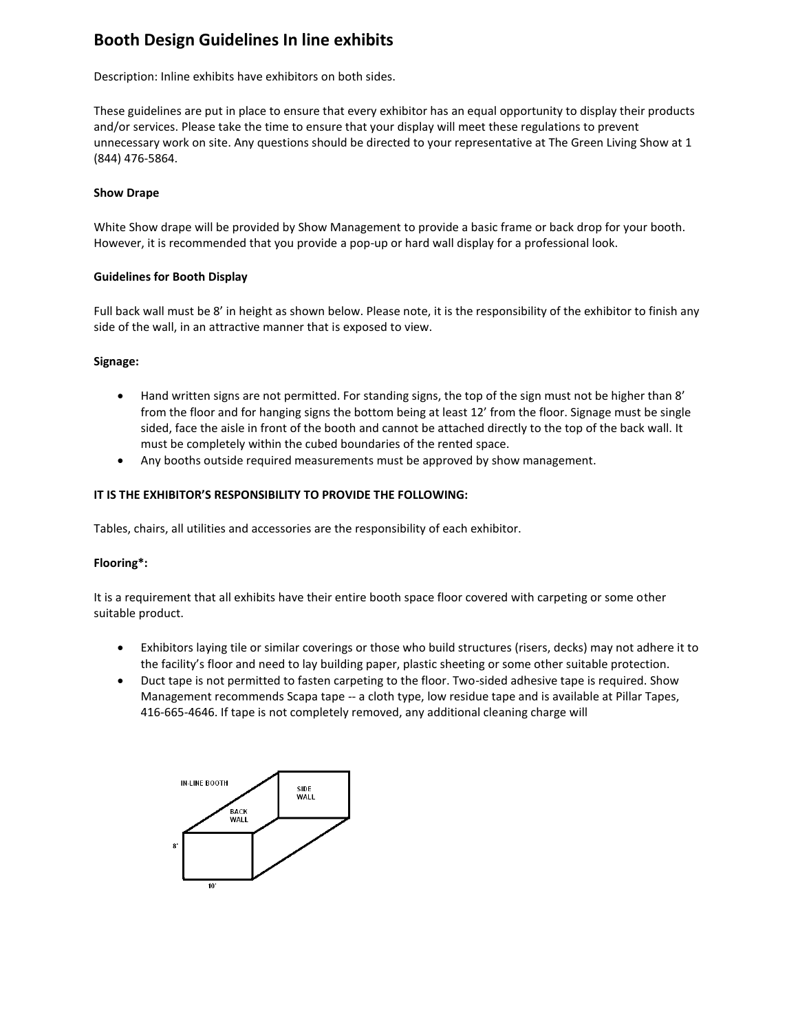# Booth Design Guidelines In line exhibits

Description: Inline exhibits have exhibitors on both sides.

These guidelines are put in place to ensure that every exhibitor has an equal opportunity to display their products and/or services. Please take the time to ensure that your display will meet these regulations to prevent unnecessary work on site. Any questions should be directed to your representative at The Green Living Show at 1 (844) 476-5864.

**Show Drape**

White Show drape will be provided by Show Management to provide a basic frame or back drop for your booth. However, it is recommended that you provide a pop-up or hard wall display for a professional look.

**Guidelines for Booth Display**

Full back wall must be 8' in height as shown below. Please note, it is the responsibility of the exhibitor to finish any side of the wall, in an attractive manner that is exposed to view.

**Signage:**

- Hand written signs are not permitted. For standing signs, the top of the sign must not be higher than 8' from the floor and for hanging signs the bottom being at least 12' from the floor. Signage must be single sided, face the aisle in front of the booth and cannot be attached directly to the top of the back wall. It must be completely within the cubed boundaries of the rented space.
- Any booths outside required measurements must be approved by show management.

**IT IS THE EXHIBITOR'S RESPONSIBILITY TO PROVIDE THE FOLLOWING:**

Tables, chairs, all utilities and accessories are the responsibility of each exhibitor.

**Flooring*:**

It is a requirement that all exhibits have their entire booth space floor covered with carpeting or some other suitable product.

- Exhibitors laying tile or similar coverings or those who build structures (risers, decks) may not adhere it to the facility's floor and need to lay building paper, plastic sheeting or some other suitable protection.
- Duct tape is not permitted to fasten carpeting to the floor. Two-sided adhesive tape is required. Show Management recommends Scapa tape -- a cloth type, low residue tape and is available at Pillar Tapes, 416-665-4646. If tape is not completely removed, any additional cleaning charge will

IN-LINE BOOTH

BACK WALL

SIDE WALL

8'

10'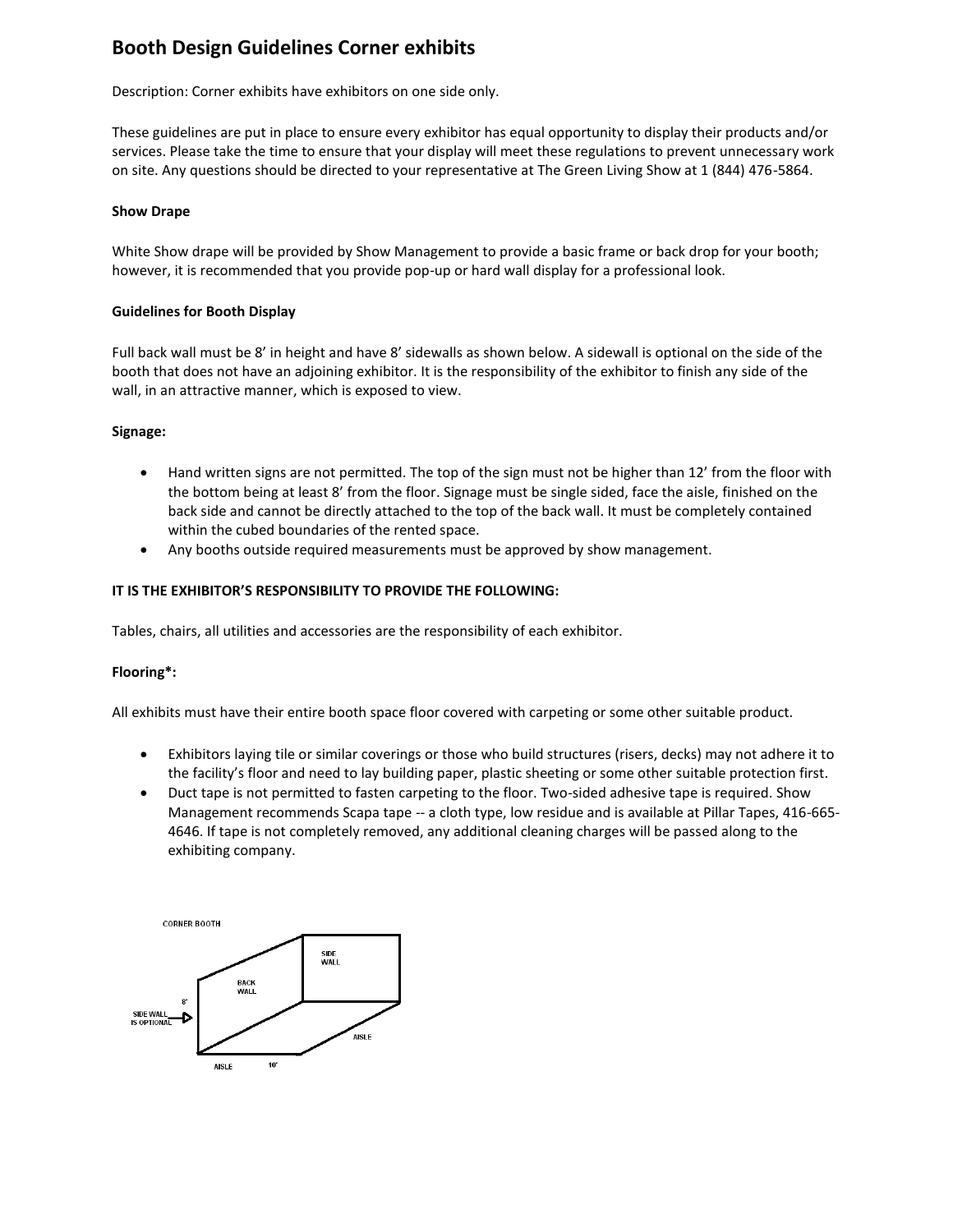# Booth Design Guidelines Corner exhibits

Description: Corner exhibits have exhibitors on one side only.

These guidelines are put in place to ensure every exhibitor has equal opportunity to display their products and/or services. Please take the time to ensure that your display will meet these regulations to prevent unnecessary work on site. Any questions should be directed to your representative at The Green Living Show at 1 (844) 476-5864.

**Show Drape**

White Show drape will be provided by Show Management to provide a basic frame or back drop for your booth; however, it is recommended that you provide pop-up or hard wall display for a professional look.

**Guidelines for Booth Display**

Full back wall must be 8' in height and have 8' sidewalls as shown below. A sidewall is optional on the side of the booth that does not have an adjoining exhibitor. It is the responsibility of the exhibitor to finish any side of the wall, in an attractive manner, which is exposed to view.

**Signage:**

- Hand written signs are not permitted. The top of the sign must not be higher than 12' from the floor with the bottom being at least 8' from the floor. Signage must be single sided, face the aisle, finished on the back side and cannot be directly attached to the top of the back wall. It must be completely contained within the cubed boundaries of the rented space.
- Any booths outside required measurements must be approved by show management.

**IT IS THE EXHIBITOR'S RESPONSIBILITY TO PROVIDE THE FOLLOWING:**

Tables, chairs, all utilities and accessories are the responsibility of each exhibitor.

**Flooring*:**

All exhibits must have their entire booth space floor covered with carpeting or some other suitable product.

- Exhibitors laying tile or similar coverings or those who build structures (risers, decks) may not adhere it to the facility's floor and need to lay building paper, plastic sheeting or some other suitable protection first.
- Duct tape is not permitted to fasten carpeting to the floor. Two-sided adhesive tape is required. Show Management recommends Scapa tape -- a cloth type, low residue and is available at Pillar Tapes, 416-665-4646. If tape is not completely removed, any additional cleaning charges will be passed along to the exhibiting company.

CORNER BOOTH

BACK WALL

SIDE WALL

8'

SIDE WALL IS OPTIONAL

AISLE

10'

AISLE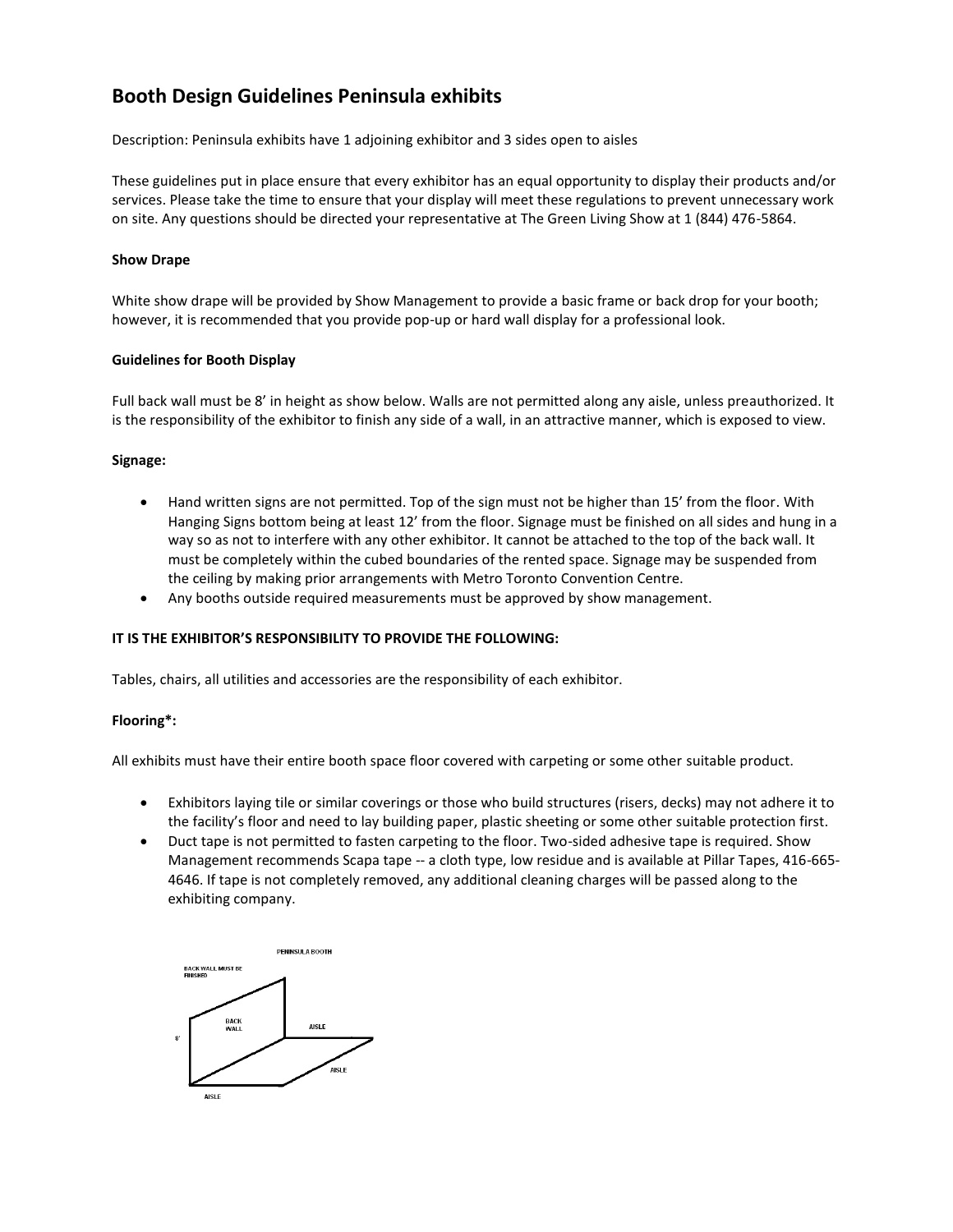# Booth Design Guidelines Peninsula exhibits

Description: Peninsula exhibits have 1 adjoining exhibitor and 3 sides open to aisles

These guidelines put in place ensure that every exhibitor has an equal opportunity to display their products and/or services. Please take the time to ensure that your display will meet these regulations to prevent unnecessary work on site. Any questions should be directed your representative at The Green Living Show at 1 (844) 476-5864.

**Show Drape**

White show drape will be provided by Show Management to provide a basic frame or back drop for your booth; however, it is recommended that you provide pop-up or hard wall display for a professional look.

**Guidelines for Booth Display**

Full back wall must be 8' in height as show below. Walls are not permitted along any aisle, unless preauthorized. It is the responsibility of the exhibitor to finish any side of a wall, in an attractive manner, which is exposed to view.

**Signage:**

- Hand written signs are not permitted. Top of the sign must not be higher than 15' from the floor. With Hanging Signs bottom being at least 12' from the floor. Signage must be finished on all sides and hung in a way so as not to interfere with any other exhibitor. It cannot be attached to the top of the back wall. It must be completely within the cubed boundaries of the rented space. Signage may be suspended from the ceiling by making prior arrangements with Metro Toronto Convention Centre.
- Any booths outside required measurements must be approved by show management.

**IT IS THE EXHIBITOR'S RESPONSIBILITY TO PROVIDE THE FOLLOWING:**

Tables, chairs, all utilities and accessories are the responsibility of each exhibitor.

**Flooring*:**

All exhibits must have their entire booth space floor covered with carpeting or some other suitable product.

- Exhibitors laying tile or similar coverings or those who build structures (risers, decks) may not adhere it to the facility's floor and need to lay building paper, plastic sheeting or some other suitable protection first.
- Duct tape is not permitted to fasten carpeting to the floor. Two-sided adhesive tape is required. Show Management recommends Scapa tape -- a cloth type, low residue and is available at Pillar Tapes, 416-665-4646. If tape is not completely removed, any additional cleaning charges will be passed along to the exhibiting company.

PENINSULA BOOTH

BACK WALL MUST BE FINISHED

BACK WALL

8'

AISLE

AISLE

AISLE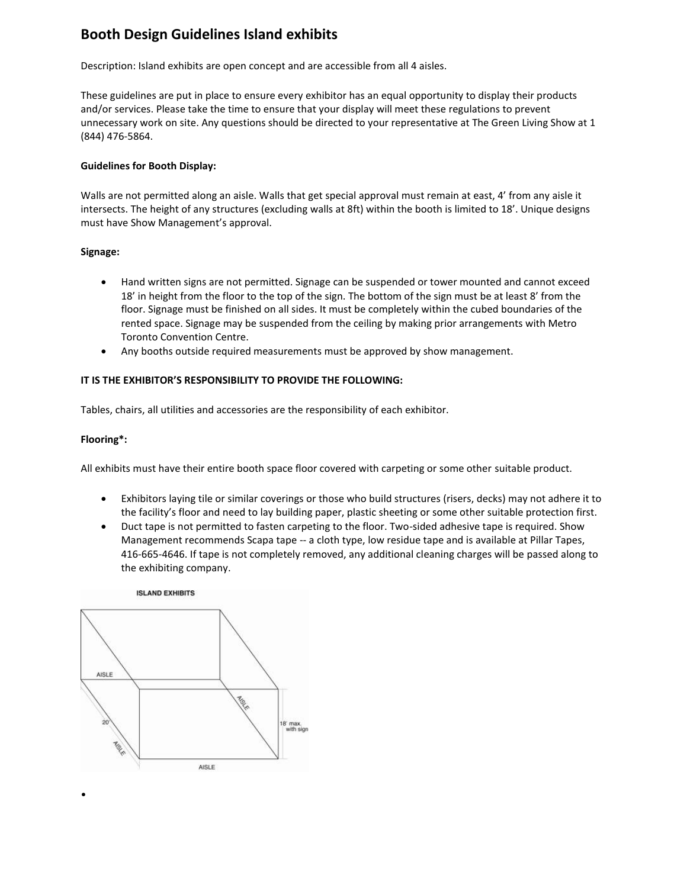# Booth Design Guidelines Island exhibits

Description: Island exhibits are open concept and are accessible from all 4 aisles.

These guidelines are put in place to ensure every exhibitor has an equal opportunity to display their products and/or services. Please take the time to ensure that your display will meet these regulations to prevent unnecessary work on site. Any questions should be directed to your representative at The Green Living Show at 1 (844) 476-5864.

**Guidelines for Booth Display:**

Walls are not permitted along an aisle. Walls that get special approval must remain at east, 4' from any aisle it intersects. The height of any structures (excluding walls at 8ft) within the booth is limited to 18'. Unique designs must have Show Management's approval.

**Signage:**

- Hand written signs are not permitted. Signage can be suspended or tower mounted and cannot exceed 18' in height from the floor to the top of the sign. The bottom of the sign must be at least 8' from the floor. Signage must be finished on all sides. It must be completely within the cubed boundaries of the rented space. Signage may be suspended from the ceiling by making prior arrangements with Metro Toronto Convention Centre.
- Any booths outside required measurements must be approved by show management.

**IT IS THE EXHIBITOR'S RESPONSIBILITY TO PROVIDE THE FOLLOWING:**

Tables, chairs, all utilities and accessories are the responsibility of each exhibitor.

**Flooring*:**

All exhibits must have their entire booth space floor covered with carpeting or some other suitable product.

- Exhibitors laying tile or similar coverings or those who build structures (risers, decks) may not adhere it to the facility's floor and need to lay building paper, plastic sheeting or some other suitable protection first.
- Duct tape is not permitted to fasten carpeting to the floor. Two-sided adhesive tape is required. Show Management recommends Scapa tape -- a cloth type, low residue tape and is available at Pillar Tapes, 416-665-4646. If tape is not completely removed, any additional cleaning charges will be passed along to the exhibiting company.

ISLAND EXHIBITS

AISLE

AISLE

20'

AISLE

AISLE

18' max. with sign